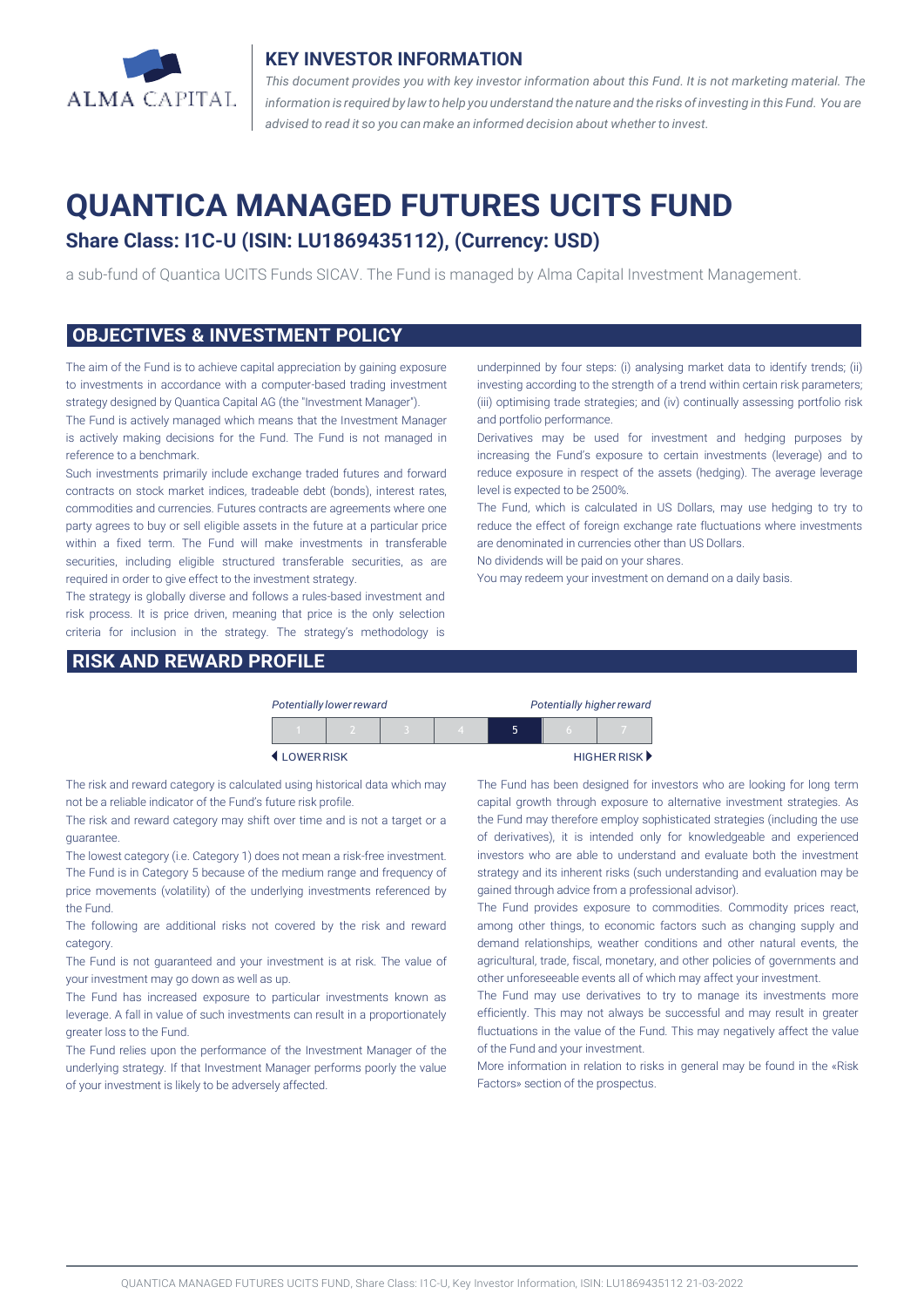ALMA CAPITAL

## KEY INVESTOR INFORMATION

*This document provides you with key investor information about this Fund. It is not marketing material. The information is required by law to help you understand the nature and the risks of investing in this Fund. You are advised to read it so you can make an informed decision about whether to invest.*

# QUANTICA MANAGED FUTURES UCITS FUND

### Share Class: I1C-U (ISIN: LU1869435112), (Currency: USD)

a sub-fund of Quantica UCITS Funds SICAV. The Fund is managed by Alma Capital Investment Management.

## OBJECTIVES & INVESTMENT POLICY

The aim of the Fund is to achieve capital appreciation by gaining exposure to investments in accordance with a computer-based trading investment strategy designed by Quantica Capital AG (the "Investment Manager").

The Fund is actively managed which means that the Investment Manager is actively making decisions for the Fund. The Fund is not managed in reference to a benchmark.

Such investments primarily include exchange traded futures and forward contracts on stock market indices, tradeable debt (bonds), interest rates, commodities and currencies. Futures contracts are agreements where one party agrees to buy or sell eligible assets in the future at a particular price within a fixed term. The Fund will make investments in transferable securities, including eligible structured transferable securities, as are required in order to give effect to the investment strategy.

The strategy is globally diverse and follows a rules-based investment and risk process. It is price driven, meaning that price is the only selection criteria for inclusion in the strategy. The strategy's methodology is underpinned by four steps: (i) analysing market data to identify trends; (ii) investing according to the strength of a trend within certain risk parameters; (iii) optimising trade strategies; and (iv) continually assessing portfolio risk and portfolio performance.

Derivatives may be used for investment and hedging purposes by increasing the Fund's exposure to certain investments (leverage) and to reduce exposure in respect of the assets (hedging). The average leverage level is expected to be 2500%.

The Fund, which is calculated in US Dollars, may use hedging to try to reduce the effect of foreign exchange rate fluctuations where investments are denominated in currencies other than US Dollars.

No dividends will be paid on your shares.

You may redeem your investment on demand on a daily basis.

## RISK AND REWARD PROFILE

*Potentially lower reward* — *Potentially higher reward*

| 1 | 2 | 3 | 4 | **5** | 6 | 7 |
|---|---|---|---|---|---|---|

◀ LOWER RISK — HIGHER RISK ▶

The risk and reward category is calculated using historical data which may not be a reliable indicator of the Fund's future risk profile.

The risk and reward category may shift over time and is not a target or a guarantee.

The lowest category (i.e. Category 1) does not mean a risk-free investment.

The Fund is in Category 5 because of the medium range and frequency of price movements (volatility) of the underlying investments referenced by the Fund.

The following are additional risks not covered by the risk and reward category.

The Fund is not guaranteed and your investment is at risk. The value of your investment may go down as well as up.

The Fund has increased exposure to particular investments known as leverage. A fall in value of such investments can result in a proportionately greater loss to the Fund.

The Fund relies upon the performance of the Investment Manager of the underlying strategy. If that Investment Manager performs poorly the value of your investment is likely to be adversely affected.

The Fund has been designed for investors who are looking for long term capital growth through exposure to alternative investment strategies. As the Fund may therefore employ sophisticated strategies (including the use of derivatives), it is intended only for knowledgeable and experienced investors who are able to understand and evaluate both the investment strategy and its inherent risks (such understanding and evaluation may be gained through advice from a professional advisor).

The Fund provides exposure to commodities. Commodity prices react, among other things, to economic factors such as changing supply and demand relationships, weather conditions and other natural events, the agricultural, trade, fiscal, monetary, and other policies of governments and other unforeseeable events all of which may affect your investment.

The Fund may use derivatives to try to manage its investments more efficiently. This may not always be successful and may result in greater fluctuations in the value of the Fund. This may negatively affect the value of the Fund and your investment.

More information in relation to risks in general may be found in the «Risk Factors» section of the prospectus.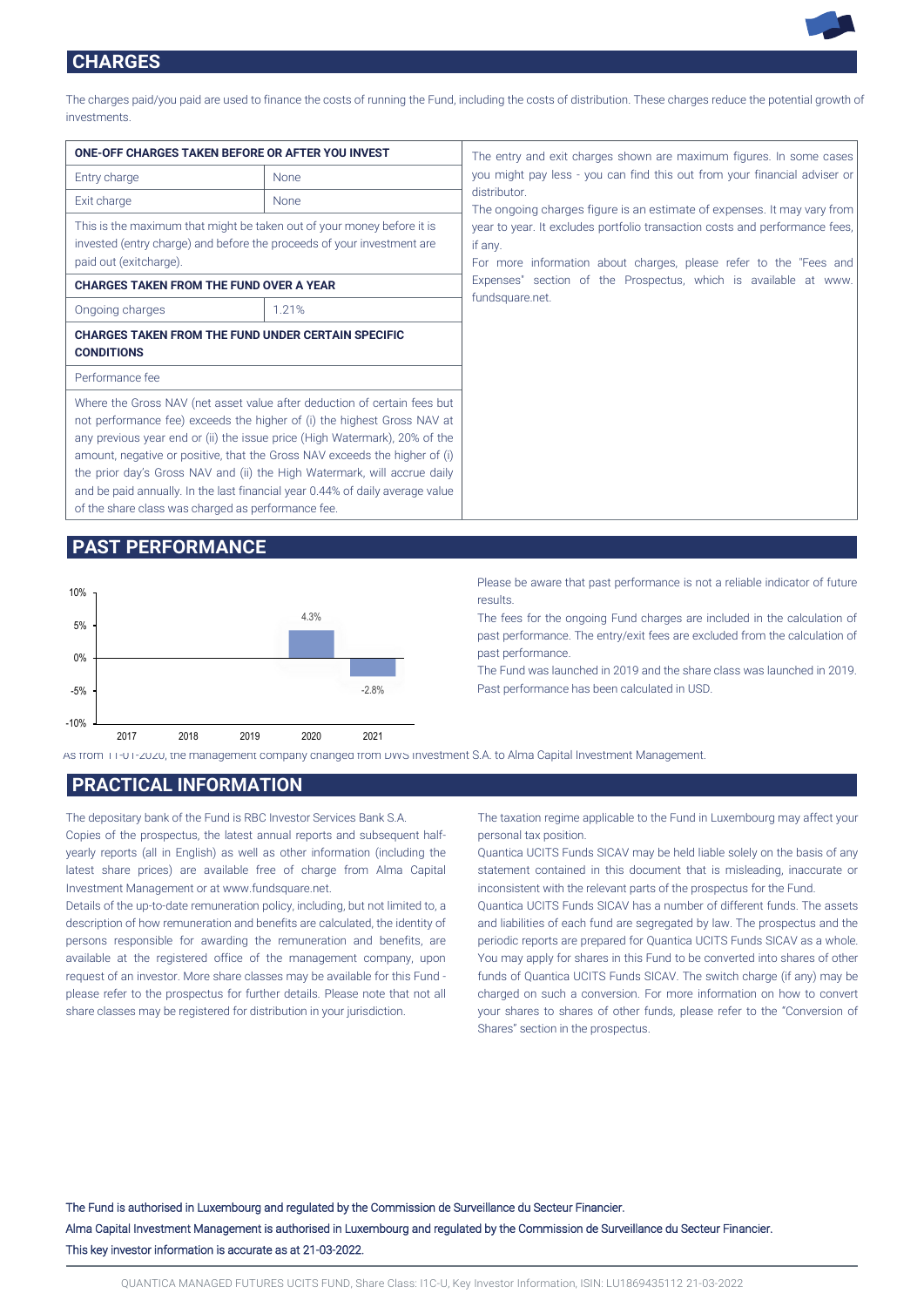## CHARGES

The charges paid/you paid are used to finance the costs of running the Fund, including the costs of distribution. These charges reduce the potential growth of investments.

| ONE-OFF CHARGES TAKEN BEFORE OR AFTER YOU INVEST | |
|---|---|
| Entry charge | None |
| Exit charge | None |
| This is the maximum that might be taken out of your money before it is invested (entry charge) and before the proceeds of your investment are paid out (exitcharge). | |
| **CHARGES TAKEN FROM THE FUND OVER A YEAR** | |
| Ongoing charges | 1.21% |
| **CHARGES TAKEN FROM THE FUND UNDER CERTAIN SPECIFIC CONDITIONS** | |
| Performance fee | |
| Where the Gross NAV (net asset value after deduction of certain fees but not performance fee) exceeds the higher of (i) the highest Gross NAV at any previous year end or (ii) the issue price (High Watermark), 20% of the amount, negative or positive, that the Gross NAV exceeds the higher of (i) the prior day's Gross NAV and (ii) the High Watermark, will accrue daily and be paid annually. In the last financial year 0.44% of daily average value of the share class was charged as performance fee. | |

The entry and exit charges shown are maximum figures. In some cases you might pay less - you can find this out from your financial adviser or distributor.

The ongoing charges figure is an estimate of expenses. It may vary from year to year. It excludes portfolio transaction costs and performance fees, if any.

For more information about charges, please refer to the "Fees and Expenses" section of the Prospectus, which is available at www.fundsquare.net.

## PAST PERFORMANCE

10%
5%
0%
-5%
-10%
2017
2018
2019
2020
2021
4.3%
-2.8%

Please be aware that past performance is not a reliable indicator of future results.

The fees for the ongoing Fund charges are included in the calculation of past performance. The entry/exit fees are excluded from the calculation of past performance.

The Fund was launched in 2019 and the share class was launched in 2019. Past performance has been calculated in USD.

As from 11-01-2020, the management company changed from DWS Investment S.A. to Alma Capital Investment Management.

## PRACTICAL INFORMATION

The depositary bank of the Fund is RBC Investor Services Bank S.A.

Copies of the prospectus, the latest annual reports and subsequent half-yearly reports (all in English) as well as other information (including the latest share prices) are available free of charge from Alma Capital Investment Management or at www.fundsquare.net.

Details of the up-to-date remuneration policy, including, but not limited to, a description of how remuneration and benefits are calculated, the identity of persons responsible for awarding the remuneration and benefits, are available at the registered office of the management company, upon request of an investor. More share classes may be available for this Fund - please refer to the prospectus for further details. Please note that not all share classes may be registered for distribution in your jurisdiction.

The taxation regime applicable to the Fund in Luxembourg may affect your personal tax position.

Quantica UCITS Funds SICAV may be held liable solely on the basis of any statement contained in this document that is misleading, inaccurate or inconsistent with the relevant parts of the prospectus for the Fund.

Quantica UCITS Funds SICAV has a number of different funds. The assets and liabilities of each fund are segregated by law. The prospectus and the periodic reports are prepared for Quantica UCITS Funds SICAV as a whole. You may apply for shares in this Fund to be converted into shares of other funds of Quantica UCITS Funds SICAV. The switch charge (if any) may be charged on such a conversion. For more information on how to convert your shares to shares of other funds, please refer to the "Conversion of Shares" section in the prospectus.

The Fund is authorised in Luxembourg and regulated by the Commission de Surveillance du Secteur Financier.

Alma Capital Investment Management is authorised in Luxembourg and regulated by the Commission de Surveillance du Secteur Financier.

This key investor information is accurate as at 21-03-2022.